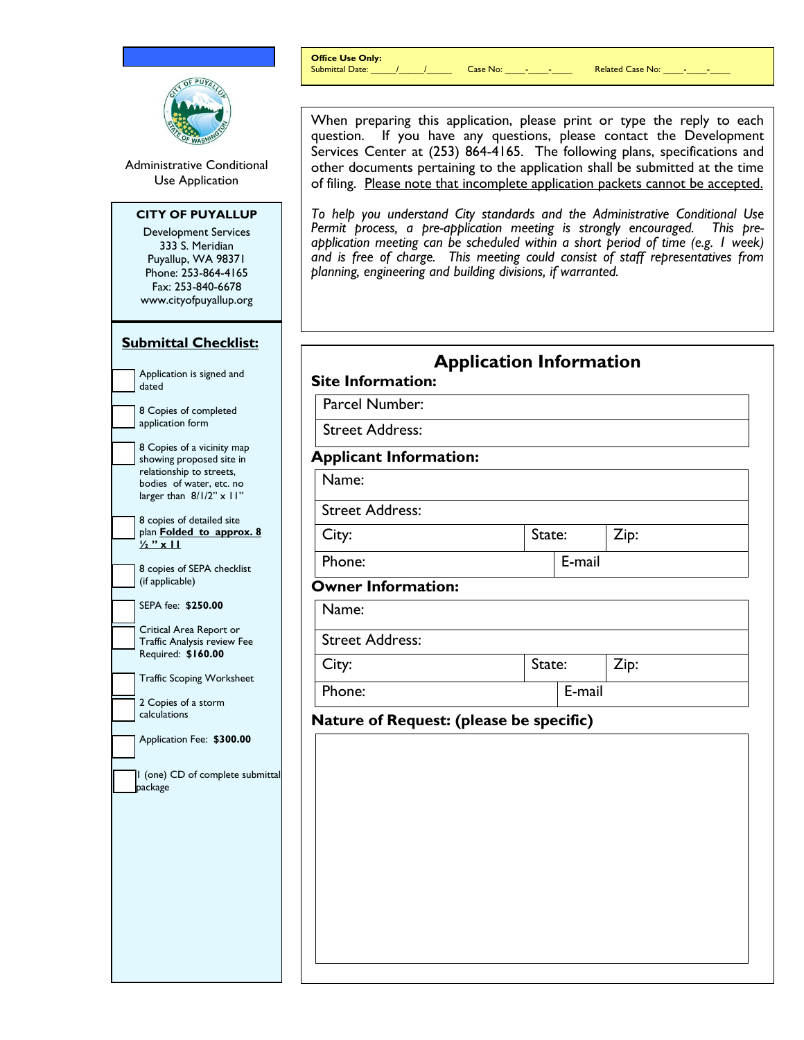Administrative Conditional Use Application

**CITY OF PUYALLUP**

Development Services
333 S. Meridian
Puyallup, WA 98371
Phone: 253-864-4165
Fax: 253-840-6678
www.cityofpuyallup.org

**Office Use Only:**
Submittal Date: _____/_____/_____ Case No: ____-____-____ Related Case No: ____-____-____

When preparing this application, please print or type the reply to each question. If you have any questions, please contact the Development Services Center at (253) 864-4165. The following plans, specifications and other documents pertaining to the application shall be submitted at the time of filing. Please note that incomplete application packets cannot be accepted.

*To help you understand City standards and the Administrative Conditional Use Permit process, a pre-application meeting is strongly encouraged. This pre-application meeting can be scheduled within a short period of time (e.g. 1 week) and is free of charge. This meeting could consist of staff representatives from planning, engineering and building divisions, if warranted.*

## Submittal Checklist:

- ☐ Application is signed and dated
- ☐ 8 Copies of completed application form
- ☐ 8 Copies of a vicinity map showing proposed site in relationship to streets, bodies of water, etc. no larger than 8/1/2" x 11"
- ☐ 8 copies of detailed site plan **Folded to approx. 8 ½ " x 11**
- ☐ 8 copies of SEPA checklist (if applicable)
- ☐ SEPA fee: **$250.00**
- ☐ Critical Area Report or Traffic Analysis review Fee Required: **$160.00**
- ☐ Traffic Scoping Worksheet
- ☐ 2 Copies of a storm calculations
- ☐ Application Fee: **$300.00**
- ☐ 1 (one) CD of complete submittal package

# Application Information

### Site Information:

| Parcel Number: |
|---|
| Street Address: |

### Applicant Information:

| Name: | | |
|---|---|---|
| Street Address: | | |
| City: | State: | Zip: |
| Phone: | E-mail | |

### Owner Information:

| Name: | | |
|---|---|---|
| Street Address: | | |
| City: | State: | Zip: |
| Phone: | E-mail | |

### Nature of Request: (please be specific)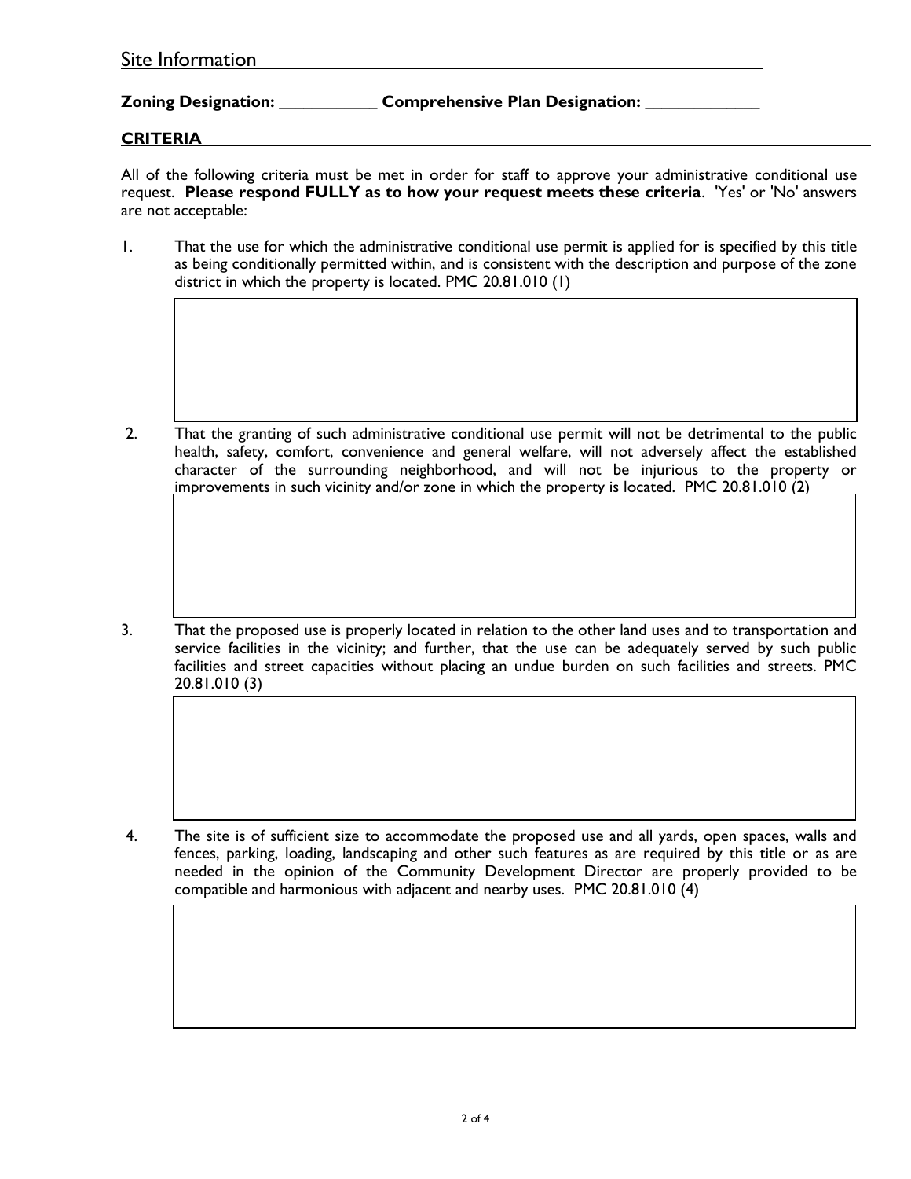## Site Information

**Zoning Designation:** ___________ **Comprehensive Plan Designation:** _____________

### CRITERIA

All of the following criteria must be met in order for staff to approve your administrative conditional use request. **Please respond FULLY as to how your request meets these criteria**. 'Yes' or 'No' answers are not acceptable:

1. That the use for which the administrative conditional use permit is applied for is specified by this title as being conditionally permitted within, and is consistent with the description and purpose of the zone district in which the property is located. PMC 20.81.010 (1)

2. That the granting of such administrative conditional use permit will not be detrimental to the public health, safety, comfort, convenience and general welfare, will not adversely affect the established character of the surrounding neighborhood, and will not be injurious to the property or improvements in such vicinity and/or zone in which the property is located. PMC 20.81.010 (2)

3. That the proposed use is properly located in relation to the other land uses and to transportation and service facilities in the vicinity; and further, that the use can be adequately served by such public facilities and street capacities without placing an undue burden on such facilities and streets. PMC 20.81.010 (3)

4. The site is of sufficient size to accommodate the proposed use and all yards, open spaces, walls and fences, parking, loading, landscaping and other such features as are required by this title or as are needed in the opinion of the Community Development Director are properly provided to be compatible and harmonious with adjacent and nearby uses. PMC 20.81.010 (4)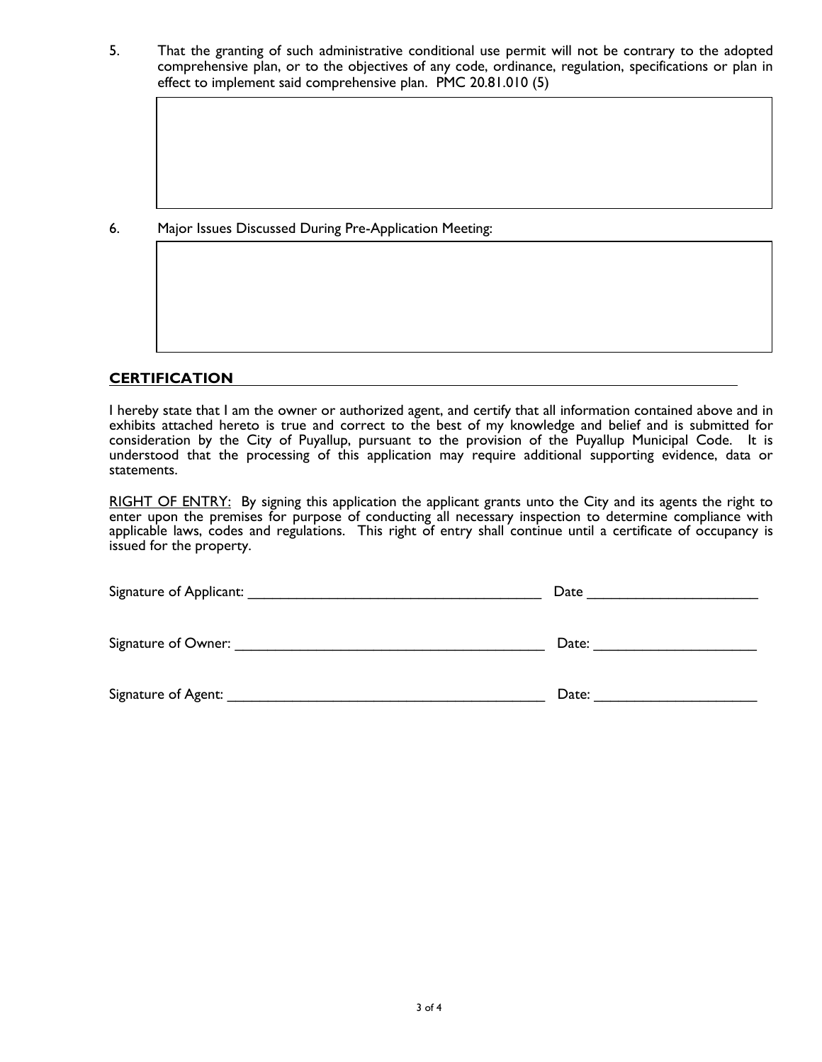5. That the granting of such administrative conditional use permit will not be contrary to the adopted comprehensive plan, or to the objectives of any code, ordinance, regulation, specifications or plan in effect to implement said comprehensive plan. PMC 20.81.010 (5)

6. Major Issues Discussed During Pre-Application Meeting:

## CERTIFICATION

I hereby state that I am the owner or authorized agent, and certify that all information contained above and in exhibits attached hereto is true and correct to the best of my knowledge and belief and is submitted for consideration by the City of Puyallup, pursuant to the provision of the Puyallup Municipal Code. It is understood that the processing of this application may require additional supporting evidence, data or statements.

RIGHT OF ENTRY: By signing this application the applicant grants unto the City and its agents the right to enter upon the premises for purpose of conducting all necessary inspection to determine compliance with applicable laws, codes and regulations. This right of entry shall continue until a certificate of occupancy is issued for the property.

Signature of Applicant: _______________________________________ Date _____________________

Signature of Owner: _________________________________________ Date: ____________________

Signature of Agent: __________________________________________ Date: ____________________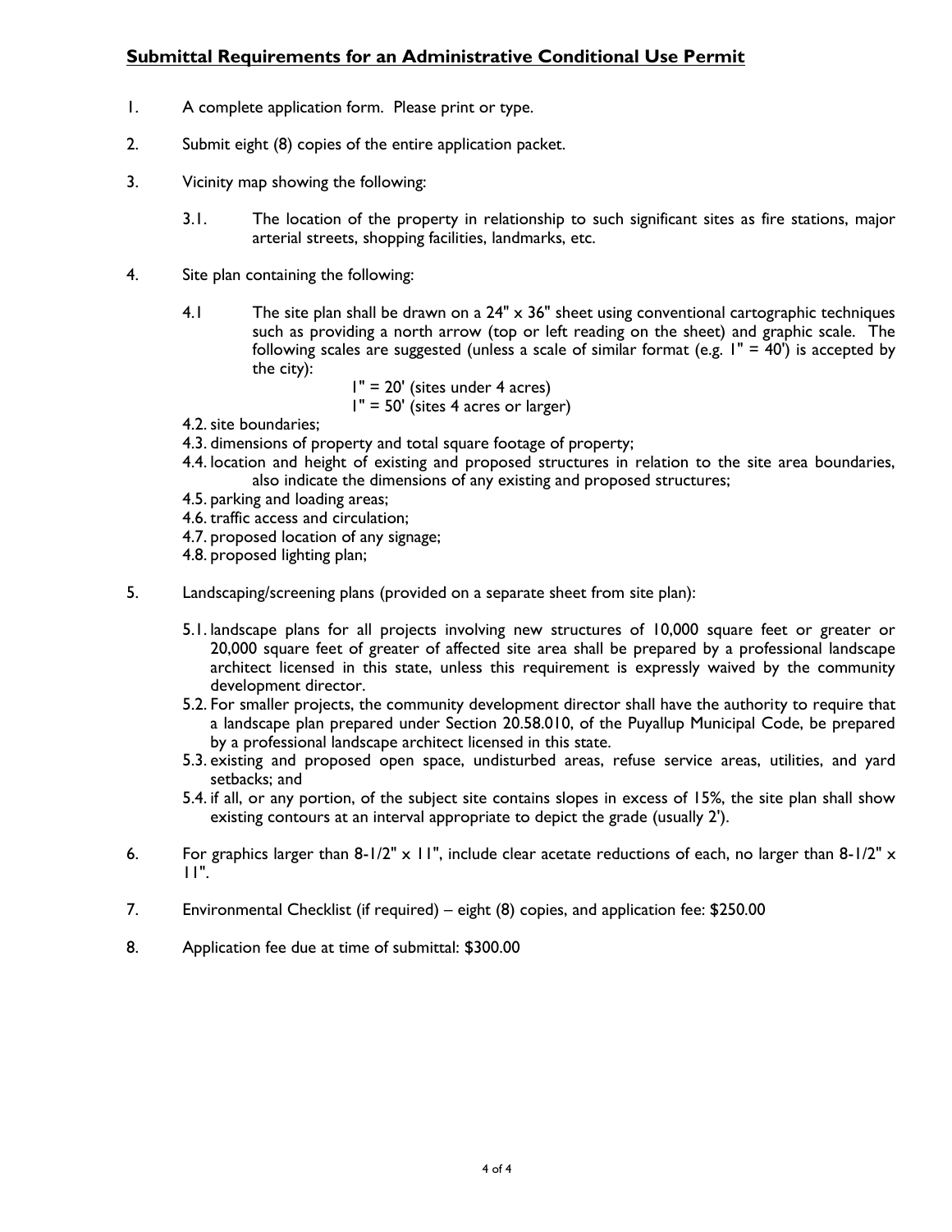## Submittal Requirements for an Administrative Conditional Use Permit

1. A complete application form. Please print or type.

2. Submit eight (8) copies of the entire application packet.

3. Vicinity map showing the following:

   3.1. The location of the property in relationship to such significant sites as fire stations, major arterial streets, shopping facilities, landmarks, etc.

4. Site plan containing the following:

   4.1 The site plan shall be drawn on a 24" x 36" sheet using conventional cartographic techniques such as providing a north arrow (top or left reading on the sheet) and graphic scale. The following scales are suggested (unless a scale of similar format (e.g. 1" = 40') is accepted by the city):

   1" = 20' (sites under 4 acres)
   1" = 50' (sites 4 acres or larger)

   4.2. site boundaries;
   4.3. dimensions of property and total square footage of property;
   4.4. location and height of existing and proposed structures in relation to the site area boundaries, also indicate the dimensions of any existing and proposed structures;
   4.5. parking and loading areas;
   4.6. traffic access and circulation;
   4.7. proposed location of any signage;
   4.8. proposed lighting plan;

5. Landscaping/screening plans (provided on a separate sheet from site plan):

   5.1. landscape plans for all projects involving new structures of 10,000 square feet or greater or 20,000 square feet of greater of affected site area shall be prepared by a professional landscape architect licensed in this state, unless this requirement is expressly waived by the community development director.
   5.2. For smaller projects, the community development director shall have the authority to require that a landscape plan prepared under Section 20.58.010, of the Puyallup Municipal Code, be prepared by a professional landscape architect licensed in this state.
   5.3. existing and proposed open space, undisturbed areas, refuse service areas, utilities, and yard setbacks; and
   5.4. if all, or any portion, of the subject site contains slopes in excess of 15%, the site plan shall show existing contours at an interval appropriate to depict the grade (usually 2').

6. For graphics larger than 8-1/2" x 11", include clear acetate reductions of each, no larger than 8-1/2" x 11".

7. Environmental Checklist (if required) – eight (8) copies, and application fee: $250.00

8. Application fee due at time of submittal: $300.00